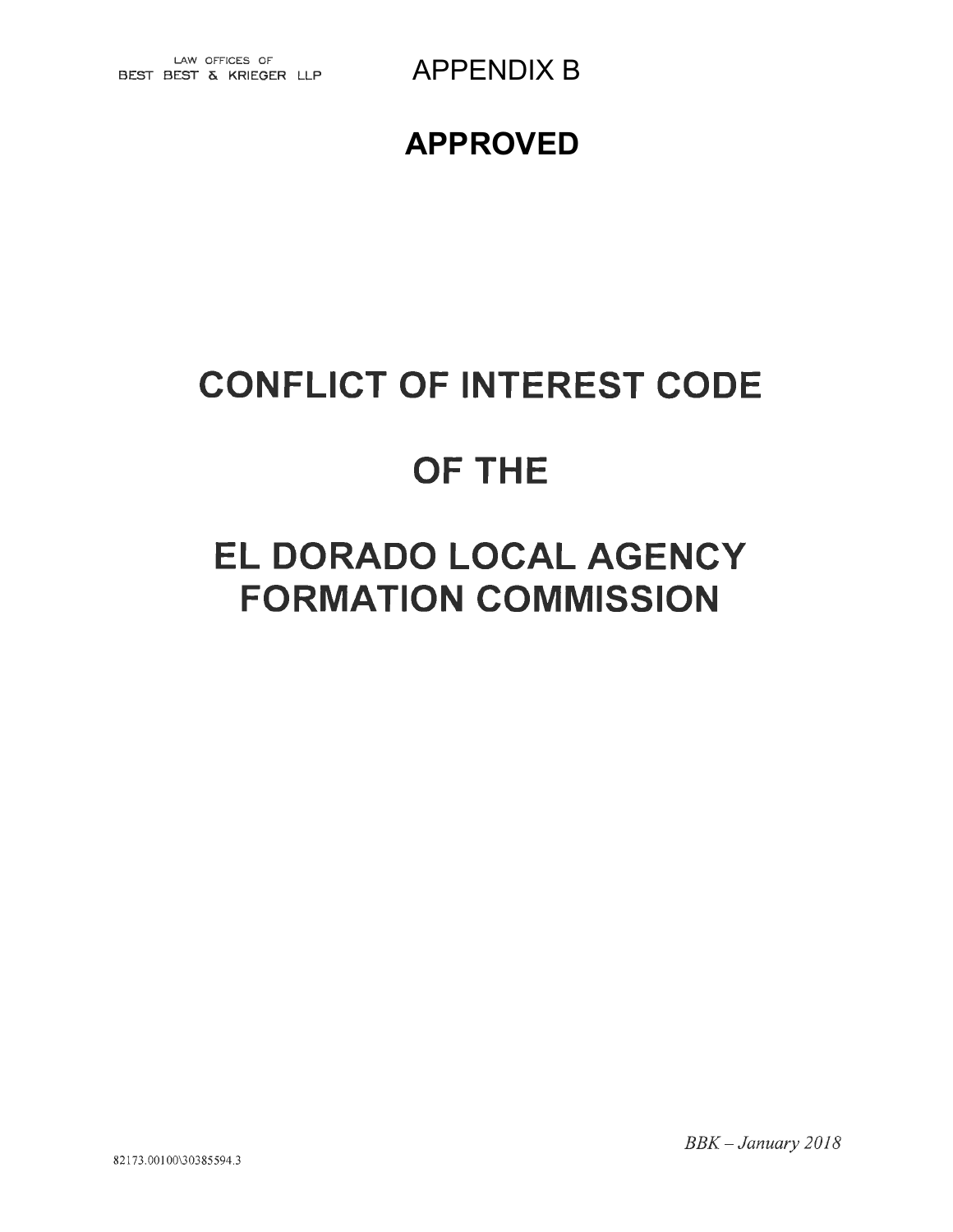LAW OFFICES OF
BEST BEST & KRIEGER LLP

APPENDIX B

**APPROVED**

# CONFLICT OF INTEREST CODE

# OF THE

# EL DORADO LOCAL AGENCY FORMATION COMMISSION

*BBK – January 2018*

82173.00100\30385594.3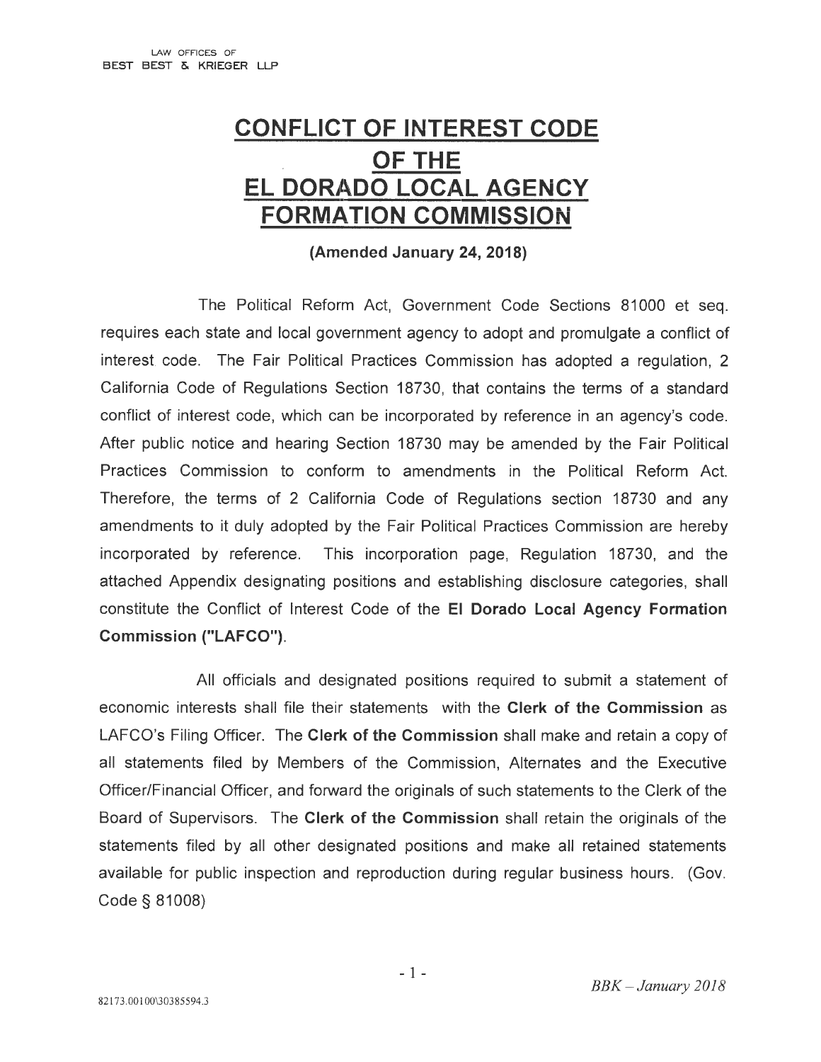LAW OFFICES OF
BEST BEST & KRIEGER LLP

# CONFLICT OF INTEREST CODE OF THE EL DORADO LOCAL AGENCY FORMATION COMMISSION

**(Amended January 24, 2018)**

The Political Reform Act, Government Code Sections 81000 et seq. requires each state and local government agency to adopt and promulgate a conflict of interest code. The Fair Political Practices Commission has adopted a regulation, 2 California Code of Regulations Section 18730, that contains the terms of a standard conflict of interest code, which can be incorporated by reference in an agency's code. After public notice and hearing Section 18730 may be amended by the Fair Political Practices Commission to conform to amendments in the Political Reform Act. Therefore, the terms of 2 California Code of Regulations section 18730 and any amendments to it duly adopted by the Fair Political Practices Commission are hereby incorporated by reference. This incorporation page, Regulation 18730, and the attached Appendix designating positions and establishing disclosure categories, shall constitute the Conflict of Interest Code of the **El Dorado Local Agency Formation Commission ("LAFCO")**.

All officials and designated positions required to submit a statement of economic interests shall file their statements with the **Clerk of the Commission** as LAFCO's Filing Officer. The **Clerk of the Commission** shall make and retain a copy of all statements filed by Members of the Commission, Alternates and the Executive Officer/Financial Officer, and forward the originals of such statements to the Clerk of the Board of Supervisors. The **Clerk of the Commission** shall retain the originals of the statements filed by all other designated positions and make all retained statements available for public inspection and reproduction during regular business hours. (Gov. Code § 81008)

82173.00100\30385594.3

*BBK – January 2018*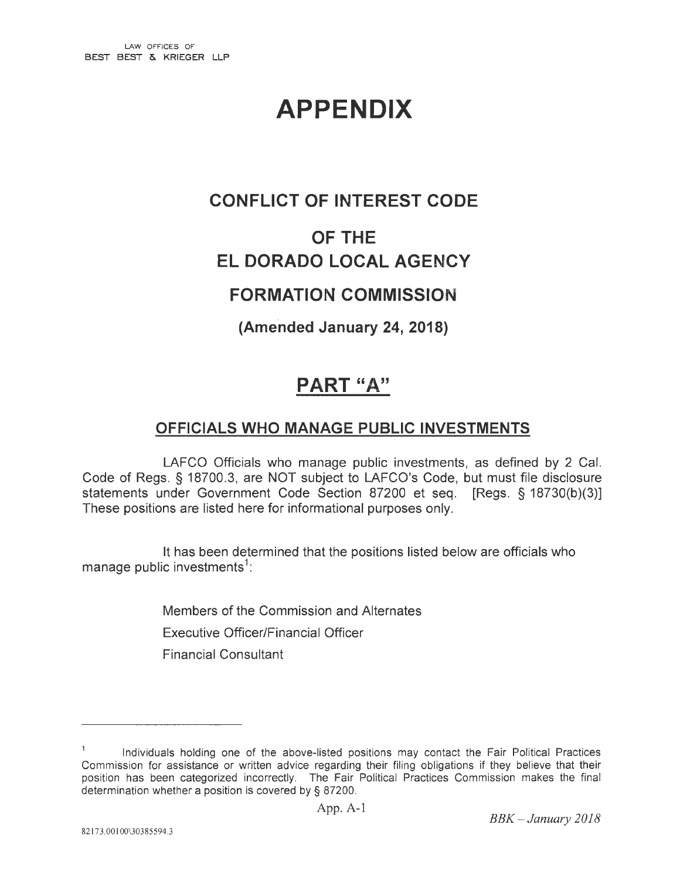LAW OFFICES OF
BEST BEST & KRIEGER LLP

# APPENDIX

## CONFLICT OF INTEREST CODE

## OF THE
## EL DORADO LOCAL AGENCY
## FORMATION COMMISSION

### (Amended January 24, 2018)

## PART "A"

### OFFICIALS WHO MANAGE PUBLIC INVESTMENTS

LAFCO Officials who manage public investments, as defined by 2 Cal. Code of Regs. § 18700.3, are NOT subject to LAFCO's Code, but must file disclosure statements under Government Code Section 87200 et seq. [Regs. § 18730(b)(3)] These positions are listed here for informational purposes only.

It has been determined that the positions listed below are officials who manage public investments[1]:

Members of the Commission and Alternates

Executive Officer/Financial Officer

Financial Consultant

---

[1] Individuals holding one of the above-listed positions may contact the Fair Political Practices Commission for assistance or written advice regarding their filing obligations if they believe that their position has been categorized incorrectly. The Fair Political Practices Commission makes the final determination whether a position is covered by § 87200.

App. A-1

*BBK – January 2018*

82173.00100\30385594.3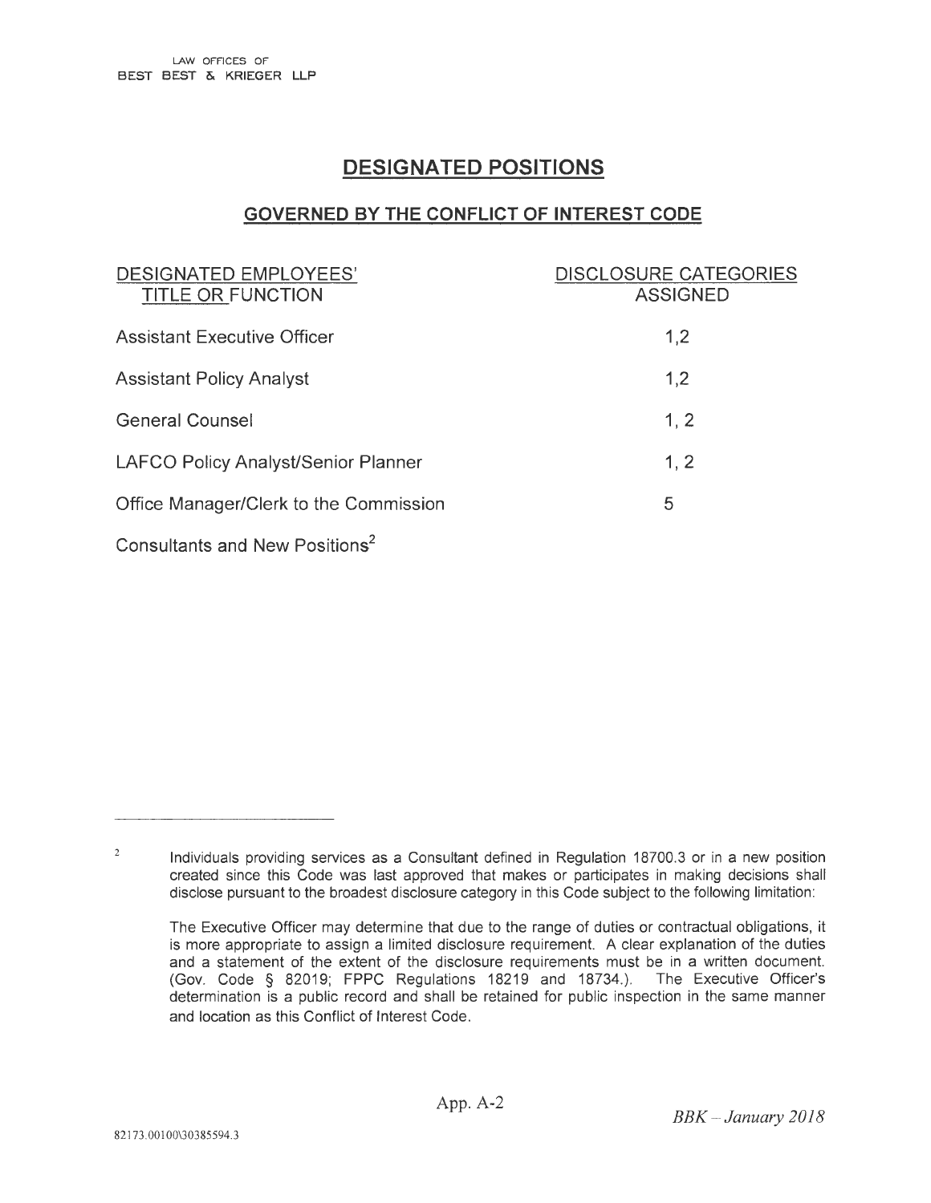LAW OFFICES OF
BEST BEST & KRIEGER LLP

# DESIGNATED POSITIONS

## GOVERNED BY THE CONFLICT OF INTEREST CODE

| DESIGNATED EMPLOYEES' TITLE OR FUNCTION | DISCLOSURE CATEGORIES ASSIGNED |
| --- | --- |
| Assistant Executive Officer | 1,2 |
| Assistant Policy Analyst | 1,2 |
| General Counsel | 1, 2 |
| LAFCO Policy Analyst/Senior Planner | 1, 2 |
| Office Manager/Clerk to the Commission | 5 |
| Consultants and New Positions[2] | |

---

[2] Individuals providing services as a Consultant defined in Regulation 18700.3 or in a new position created since this Code was last approved that makes or participates in making decisions shall disclose pursuant to the broadest disclosure category in this Code subject to the following limitation:

The Executive Officer may determine that due to the range of duties or contractual obligations, it is more appropriate to assign a limited disclosure requirement. A clear explanation of the duties and a statement of the extent of the disclosure requirements must be in a written document. (Gov. Code § 82019; FPPC Regulations 18219 and 18734.). The Executive Officer's determination is a public record and shall be retained for public inspection in the same manner and location as this Conflict of Interest Code.

App. A-2

*BBK – January 2018*

82173.00100\30385594.3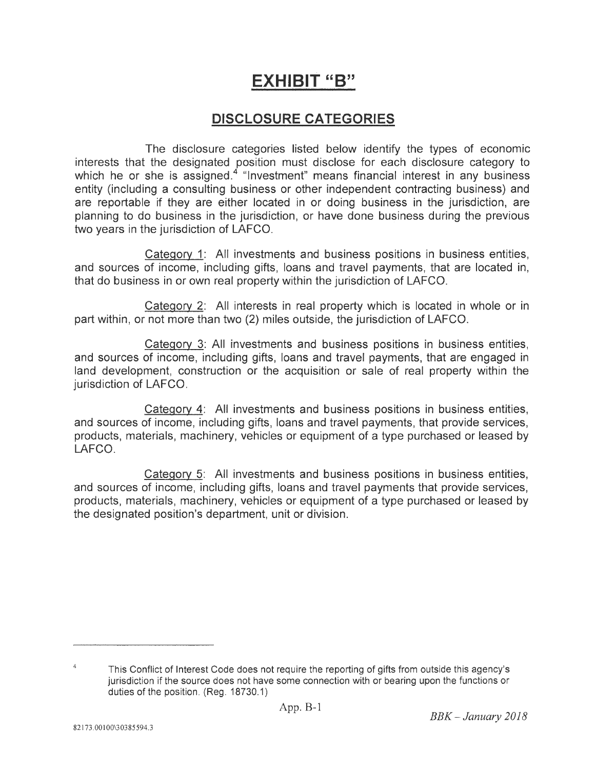# EXHIBIT "B"

## DISCLOSURE CATEGORIES

The disclosure categories listed below identify the types of economic interests that the designated position must disclose for each disclosure category to which he or she is assigned.[4] "Investment" means financial interest in any business entity (including a consulting business or other independent contracting business) and are reportable if they are either located in or doing business in the jurisdiction, are planning to do business in the jurisdiction, or have done business during the previous two years in the jurisdiction of LAFCO.

Category 1: All investments and business positions in business entities, and sources of income, including gifts, loans and travel payments, that are located in, that do business in or own real property within the jurisdiction of LAFCO.

Category 2: All interests in real property which is located in whole or in part within, or not more than two (2) miles outside, the jurisdiction of LAFCO.

Category 3: All investments and business positions in business entities, and sources of income, including gifts, loans and travel payments, that are engaged in land development, construction or the acquisition or sale of real property within the jurisdiction of LAFCO.

Category 4: All investments and business positions in business entities, and sources of income, including gifts, loans and travel payments, that provide services, products, materials, machinery, vehicles or equipment of a type purchased or leased by LAFCO.

Category 5: All investments and business positions in business entities, and sources of income, including gifts, loans and travel payments that provide services, products, materials, machinery, vehicles or equipment of a type purchased or leased by the designated position's department, unit or division.

---

[4] This Conflict of Interest Code does not require the reporting of gifts from outside this agency's jurisdiction if the source does not have some connection with or bearing upon the functions or duties of the position. (Reg. 18730.1)

App. B-1

*BBK – January 2018*

82173.00100\30385594.3